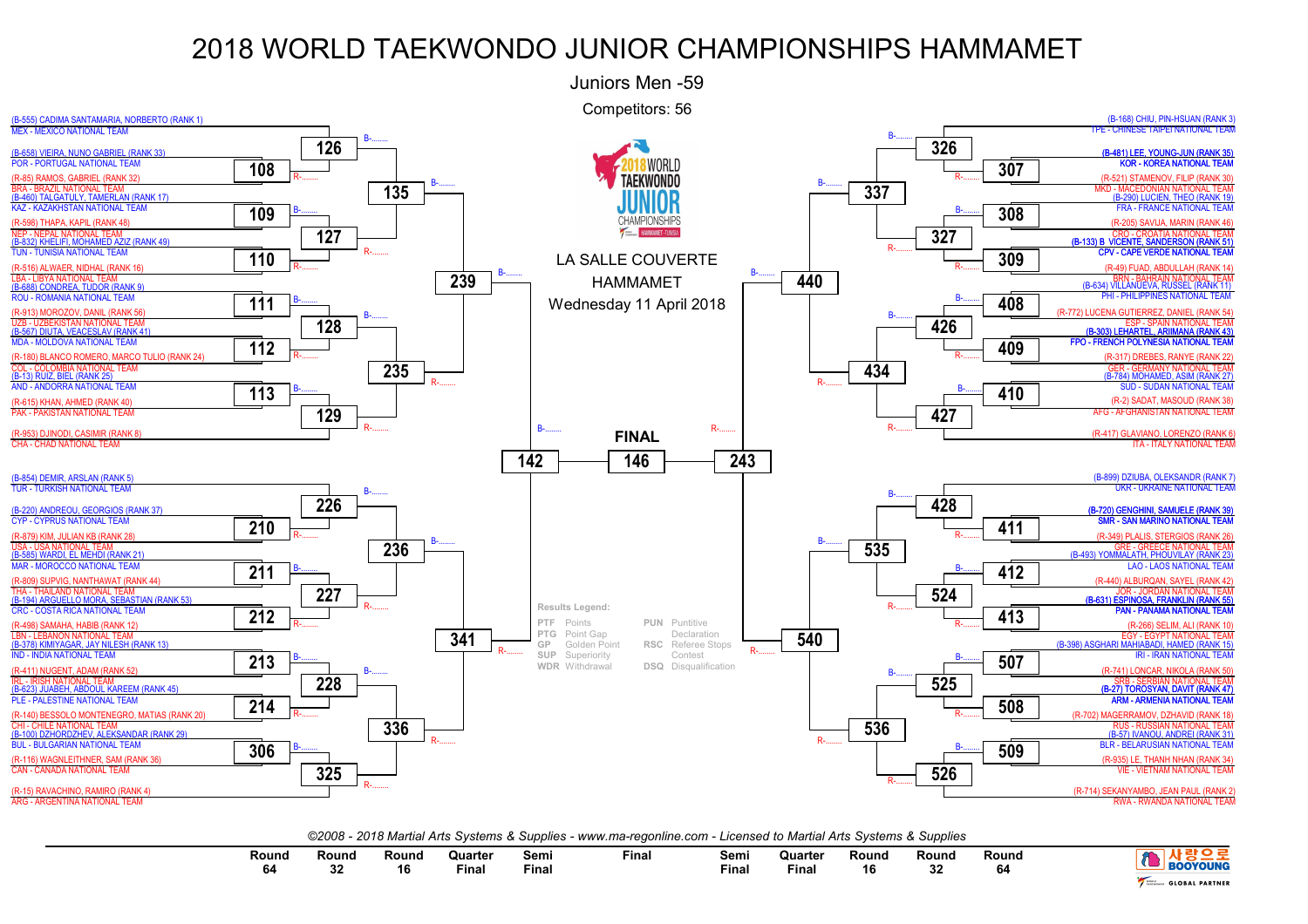# 2018 WORLD TAEKWONDO JUNIOR CHAMPIONSHIPS HAMMAMET

## Juniors Men -59

Competitors: 56

LA SALLE COUVERTE
HAMMAMET
Wednesday 11 April 2018

### Left side (top half)

- (B-555) CADIMA SANTAMARIA, NORBERTO (RANK 1) — MEX - MEXICO NATIONAL TEAM
- (B-658) VIEIRA, NUNO GABRIEL (RANK 33) — POR - PORTUGAL NATIONAL TEAM
- (R-85) RAMOS, GABRIEL (RANK 32) — BRA - BRAZIL NATIONAL TEAM
- (B-460) TALGATULY, TAMERLAN (RANK 17) — KAZ - KAZAKHSTAN NATIONAL TEAM
- (R-598) THAPA, KAPIL (RANK 48) — NEP - NEPAL NATIONAL TEAM
- (B-832) KHELIFI, MOHAMED AZIZ (RANK 49) — TUN - TUNISIA NATIONAL TEAM
- (R-516) ALWAER, NIDHAL (RANK 16) — LBA - LIBYA NATIONAL TEAM
- (B-688) CONDREA, TUDOR (RANK 9) — ROU - ROMANIA NATIONAL TEAM
- (R-913) MOROZOV, DANIL (RANK 56) — UZB - UZBEKISTAN NATIONAL TEAM
- (B-567) DIUTA, VEACESLAV (RANK 41) — MDA - MOLDOVA NATIONAL TEAM
- (R-180) BLANCO ROMERO, MARCO TULIO (RANK 24) — COL - COLOMBIA NATIONAL TEAM
- (B-13) RUIZ, BIEL (RANK 25) — AND - ANDORRA NATIONAL TEAM
- (R-615) KHAN, AHMED (RANK 40) — PAK - PAKISTAN NATIONAL TEAM
- (R-953) DJINODI, CASIMIR (RANK 8) — CHA - CHAD NATIONAL TEAM

Matches: Round 64: 108, 109, 110, 111, 112, 113; Round 32: 126, 127, 128, 129; Round 16: 135, 235; Quarter Final: 239

### Left side (bottom half)

- (B-854) DEMIR, ARSLAN (RANK 5) — TUR - TURKISH NATIONAL TEAM
- (B-220) ANDREOU, GEORGIOS (RANK 37) — CYP - CYPRUS NATIONAL TEAM
- (R-879) KIM, JULIAN KB (RANK 28) — USA - USA NATIONAL TEAM
- (B-585) WARDI, EL MEHDI (RANK 21) — MAR - MOROCCO NATIONAL TEAM
- (R-809) SUPVIG, NANTHAWAT (RANK 44) — THA - THAILAND NATIONAL TEAM
- (B-194) ARGUELLO MORA, SEBASTIAN (RANK 53) — CRC - COSTA RICA NATIONAL TEAM
- (R-498) SAMAHA, HABIB (RANK 12) — LBN - LEBANON NATIONAL TEAM
- (B-378) KIMIYAGAR, JAY NILESH (RANK 13) — IND - INDIA NATIONAL TEAM
- (R-411) NUGENT, ADAM (RANK 52) — IRL - IRISH NATIONAL TEAM
- (B-623) JUABEH, ABDOUL KAREEM (RANK 45) — PLE - PALESTINE NATIONAL TEAM
- (R-140) BESSOLO MONTENEGRO, MATIAS (RANK 20) — CHI - CHILE NATIONAL TEAM
- (B-100) DZHORDZHEV, ALEKSANDAR (RANK 29) — BUL - BULGARIAN NATIONAL TEAM
- (R-116) WAGNLEITHNER, SAM (RANK 36) — CAN - CANADA NATIONAL TEAM
- (R-15) RAVACHINO, RAMIRO (RANK 4) — ARG - ARGENTINA NATIONAL TEAM

Matches: Round 64: 210, 211, 212, 213, 214, 306; Round 32: 226, 227, 228, 325; Round 16: 236, 336; Quarter Final: 341

### Right side (top half)

- (B-168) CHIU, PIN-HSUAN (RANK 3) — TPE - CHINESE TAIPEI NATIONAL TEAM
- (B-481) LEE, YOUNG-JUN (RANK 35) — KOR - KOREA NATIONAL TEAM
- (R-521) STAMENOV, FILIP (RANK 30) — MKD - MACEDONIAN NATIONAL TEAM
- (B-290) LUCIEN, THEO (RANK 19) — FRA - FRANCE NATIONAL TEAM
- (R-205) SAVIJA, MARIN (RANK 46) — CRO - CROATIA NATIONAL TEAM
- (B-133) B VICENTE, SANDERSON (RANK 51) — CPV - CAPE VERDE NATIONAL TEAM
- (R-49) FUAD, ABDULLAH (RANK 14) — BRN - BAHRAIN NATIONAL TEAM
- (B-634) VILLANUEVA, RUSSEL (RANK 11) — PHI - PHILIPPINES NATIONAL TEAM
- (R-772) LUCENA GUTIERREZ, DANIEL (RANK 54) — ESP - SPAIN NATIONAL TEAM
- (B-303) LEHARTEL, ARIIMANA (RANK 43) — FPO - FRENCH POLYNESIA NATIONAL TEAM
- (R-317) DREBES, RANYE (RANK 22) — GER - GERMANY NATIONAL TEAM
- (B-784) MOHAMED, ASIM (RANK 27) — SUD - SUDAN NATIONAL TEAM
- (R-2) SADAT, MASOUD (RANK 38) — AFG - AFGHANISTAN NATIONAL TEAM
- (R-417) GLAVIANO, LORENZO (RANK 6) — ITA - ITALY NATIONAL TEAM

Matches: Round 64: 307, 308, 309, 408, 409, 410; Round 32: 326, 327, 426, 427; Round 16: 337, 434; Quarter Final: 440

### Right side (bottom half)

- (B-899) DZIUBA, OLEKSANDR (RANK 7) — UKR - UKRAINE NATIONAL TEAM
- (B-720) GENGHINI, SAMUELE (RANK 39) — SMR - SAN MARINO NATIONAL TEAM
- (R-349) PLALIS, STERGIOS (RANK 26) — GRE - GREECE NATIONAL TEAM
- (B-493) YOMMALATH, PHOUVILAY (RANK 23) — LAO - LAOS NATIONAL TEAM
- (R-440) ALBURQAN, SAYEL (RANK 42) — JOR - JORDAN NATIONAL TEAM
- (B-631) ESPINOSA, FRANKLIN (RANK 55) — PAN - PANAMA NATIONAL TEAM
- (R-266) SELIM, ALI (RANK 10) — EGY - EGYPT NATIONAL TEAM
- (B-398) ASGHARI MAHIABADI, HAMED (RANK 15) — IRI - IRAN NATIONAL TEAM
- (R-741) LONCAR, NIKOLA (RANK 50) — SRB - SERBIAN NATIONAL TEAM
- (B-27) TOROSYAN, DAVIT (RANK 47) — ARM - ARMENIA NATIONAL TEAM
- (R-702) MAGERRAMOV, DZHAVID (RANK 18) — RUS - RUSSIAN NATIONAL TEAM
- (B-57) IVANOU, ANDREI (RANK 31) — BLR - BELARUSIAN NATIONAL TEAM
- (R-935) LE, THANH NHAN (RANK 34) — VIE - VIETNAM NATIONAL TEAM
- (R-714) SEKANYAMBO, JEAN PAUL (RANK 2) — RWA - RWANDA NATIONAL TEAM

Matches: Round 64: 411, 412, 413, 507, 508, 509; Round 32: 428, 524, 525, 526; Round 16: 535, 536; Quarter Final: 540

### Semi Final / Final

- Semi Final (left): 142
- **FINAL**: 146
- Semi Final (right): 243

### Results Legend:

| | | | |
|---|---|---|---|
| PTF | Points | PUN | Puntitive Declaration |
| PTG | Point Gap | | |
| GP | Golden Point | RSC | Referee Stops Contest |
| SUP | Superiority | | |
| WDR | Withdrawal | DSQ | Disqualification |

| Round 64 | Round 32 | Round 16 | Quarter Final | Semi Final | Final | Semi Final | Quarter Final | Round 16 | Round 32 | Round 64 |
|---|---|---|---|---|---|---|---|---|---|---|

*©2008 - 2018 Martial Arts Systems & Supplies - www.ma-regonline.com - Licensed to Martial Arts Systems & Supplies*

사랑으로 BOOYOUNG — GLOBAL PARTNER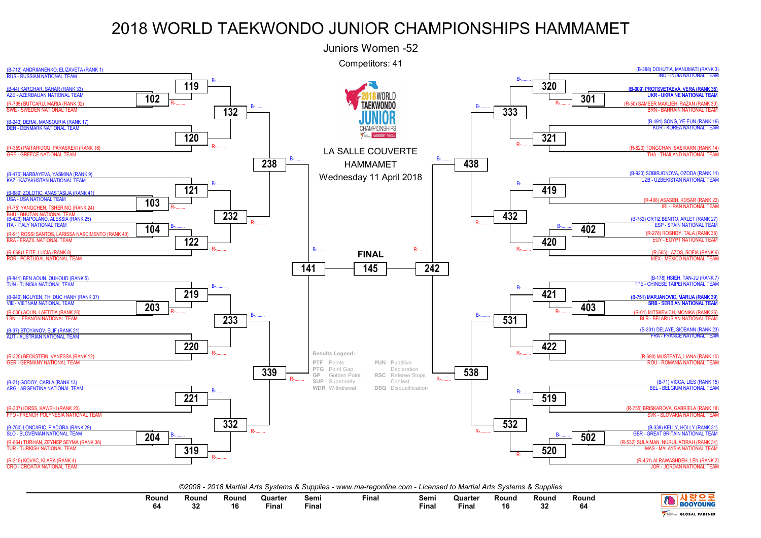# 2018 WORLD TAEKWONDO JUNIOR CHAMPIONSHIPS HAMMAMET

## Juniors Women -52

Competitors: 41

LA SALLE COUVERTE
HAMMAMET
Wednesday 11 April 2018

### Left side of bracket

- (B-712) ANDRIIANENKO, ELIZAVETA (RANK 1) — RUS - RUSSIAN NATIONAL TEAM
- (B-44) KARGHAR, SAHAR (RANK 33) — AZE - AZERBAIJAN NATIONAL TEAM
- (R-795) BUTCARU, MARIA (RANK 32) — SWE - SWEDEN NATIONAL TEAM
- (B-243) DERAI, MANSOURIA (RANK 17) — DEN - DENMARK NATIONAL TEAM
- (R-359) PAITARIDOU, PARASKEVI (RANK 16) — GRE - GREECE NATIONAL TEAM
- (B-470) NARBAYEVA, YASMINA (RANK 9) — KAZ - KAZAKHSTAN NATIONAL TEAM
- (B-889) ZOLOTIC, ANASTASIJA (RANK 41) — USA - USA NATIONAL TEAM
- (R-75) YANGCHEN, TSHERING (RANK 24) — BHU - BHUTAN NATIONAL TEAM
- (B-423) NAPOLANO, ALESSIA (RANK 25) — ITA - ITALY NATIONAL TEAM
- (R-91) ROSSI SANTOS, LARISSA NASCIMENTO (RANK 40) — BRA - BRAZIL NATIONAL TEAM
- (R-669) LEITE, LUCIA (RANK 8) — POR - PORTUGAL NATIONAL TEAM
- (B-841) BEN AOUN, OUHOUD (RANK 5) — TUN - TUNISIA NATIONAL TEAM
- (B-940) NGUYEN, THI DUC HANH (RANK 37) — VIE - VIETNAM NATIONAL TEAM
- (R-506) AOUN, LAETITIA (RANK 28) — LBN - LEBANON NATIONAL TEAM
- (B-37) STOYANOV, ELIF (RANK 21) — AUT - AUSTRIAN NATIONAL TEAM
- (R-325) BECKSTEIN, VANESSA (RANK 12) — GER - GERMANY NATIONAL TEAM
- (B-21) GODOY, CARLA (RANK 13) — ARG - ARGENTINA NATIONAL TEAM
- (R-307) IORSS, KAWEHI (RANK 20) — FPO - FRENCH POLYNESIA NATIONAL TEAM
- (B-760) LONCARIC, PIADORA (RANK 29) — SLO - SLOVENIAN NATIONAL TEAM
- (R-864) TURHAN, ZEYNEP SEYMA (RANK 36) — TUR - TURKISH NATIONAL TEAM
- (R-215) KOVAC, KLARA (RANK 4) — CRO - CROATIA NATIONAL TEAM

### Right side of bracket

- (B-388) DOHUTIA, MANUMATI (RANK 3) — IND - INDIA NATIONAL TEAM
- **(B-909) PROTSVETAEVA, VERA (RANK 35) — UKR - UKRAINE NATIONAL TEAM**
- (R-50) SAMEER MAKLIEH, RAZAN (RANK 30) — BRN - BAHRAIN NATIONAL TEAM
- (B-491) SONG, YE-EUN (RANK 19) — KOR - KOREA NATIONAL TEAM
- (R-823) TONGCHAN, SASIKARN (RANK 14) — THA - THAILAND NATIONAL TEAM
- (B-920) SOBIRJONOVA, OZODA (RANK 11) — UZB - UZBEKISTAN NATIONAL TEAM
- (R-408) ASASEH, KOSAR (RANK 22) — IRI - IRAN NATIONAL TEAM
- (B-782) ORTIZ BENITO, ARLET (RANK 27) — ESP - SPAIN NATIONAL TEAM
- (R-278) ROSHDY, TALA (RANK 38) — EGY - EGYPT NATIONAL TEAM
- (R-565) LAZOS, SOFIA (RANK 6) — MEX - MEXICO NATIONAL TEAM
- (B-178) HSIEH, TAN-JU (RANK 7) — TPE - CHINESE TAIPEI NATIONAL TEAM
- **(B-751) MARJANOVIC, MARIJA (RANK 39) — SRB - SERBIAN NATIONAL TEAM**
- (R-61) MITSKEVICH, MONIKA (RANK 26) — BLR - BELARUSIAN NATIONAL TEAM
- (B-301) DELAYE, SIOBANN (RANK 23) — FRA - FRANCE NATIONAL TEAM
- (R-690) MUSTEATA, LIANA (RANK 10) — ROU - ROMANIA NATIONAL TEAM
- (B-71) VICCA, LIES (RANK 15) — BEL - BELGIUM NATIONAL TEAM
- (R-755) BRISKAROVA, GABRIELA (RANK 18) — SVK - SLOVAKIA NATIONAL TEAM
- (B-339) KELLY, HOLLY (RANK 31) — GBR - GREAT BRITAIN NATIONAL TEAM
- (R-532) SULAIMAN, NURUL ATIRAH (RANK 34) — MAS - MALAYSIA NATIONAL TEAM
- (R-451) ALRAWASHDEH, LEN (RANK 2) — JOR - JORDAN NATIONAL TEAM

### Contest numbers

| Round 64 | Round 32 | Round 16 | Quarter Final | Semi Final | Final | Semi Final | Quarter Final | Round 16 | Round 32 | Round 64 |
|---|---|---|---|---|---|---|---|---|---|---|
| 102, 103, 104, 203, 204 | 119, 120, 121, 122, 219, 220, 221, 319 | 132, 232, 233, 332 | 238, 339 | 141 | 145 | 242 | 438, 538 | 333, 432, 531, 532 | 320, 321, 419, 420, 421, 422, 519, 520 | 301, 402, 403, 502 |

**Results Legend:**

| | | | |
|---|---|---|---|
| PTF | Points | PUN | Punitive Declaration |
| PTG | Point Gap | RSC | Referee Stops Contest |
| GP | Golden Point | DSQ | Disqualification |
| SUP | Superiority | | |
| WDR | Withdrawal | | |

*©2008 - 2018 Martial Arts Systems & Supplies - www.ma-regonline.com - Licensed to Martial Arts Systems & Supplies*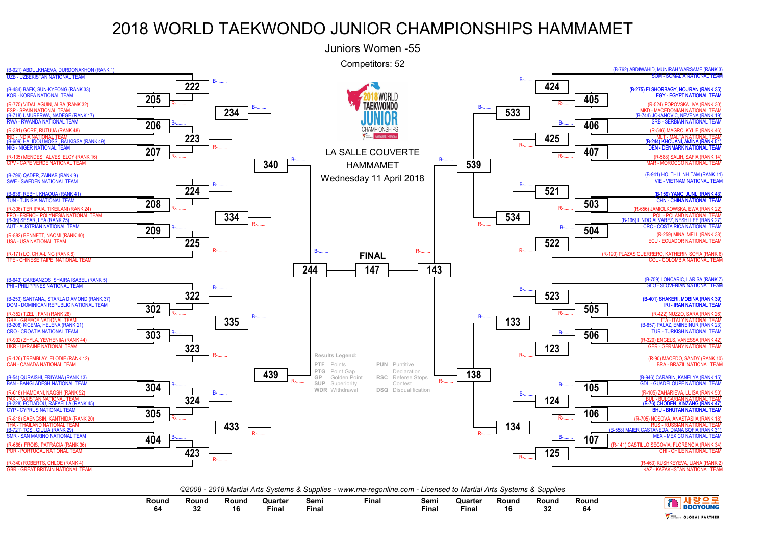# 2018 WORLD TAEKWONDO JUNIOR CHAMPIONSHIPS HAMMAMET

## Juniors Women -55

Competitors: 52

LA SALLE COUVERTE
HAMMAMET
Wednesday 11 April 2018

### Left side of bracket

| Competitor | Team |
|---|---|
| (B-921) ABDULKHAEVA, DURDONAKHON (RANK 1) | UZB - UZBEKISTAN NATIONAL TEAM |
| (B-484) BAEK, SUN-KYEONG (RANK 33) | KOR - KOREA NATIONAL TEAM |
| (R-775) VIDAL AGUIN, ALBA (RANK 32) | ESP - SPAIN NATIONAL TEAM |
| (B-718) UMURERWA, NADEGE (RANK 17) | RWA - RWANDA NATIONAL TEAM |
| (R-381) GORE, RUTUJA (RANK 48) | IND - INDIA NATIONAL TEAM |
| (B-609) HALIDOU MOSSI, BALKISSA (RANK 49) | NIG - NIGER NATIONAL TEAM |
| (R-135) MENDES ALVES, ELCY (RANK 16) | CPV - CAPE VERDE NATIONAL TEAM |
| (B-796) QADER, ZAINAB (RANK 9) | SWE - SWEDEN NATIONAL TEAM |
| (B-838) REBHI, KHAOUA (RANK 41) | TUN - TUNISIA NATIONAL TEAM |
| (R-306) TERIIPAIA, TIKEILANI (RANK 24) | FPO - FRENCH POLYNESIA NATIONAL TEAM |
| (B-36) SESAR, LEA (RANK 25) | AUT - AUSTRIAN NATIONAL TEAM |
| (R-882) BENNETT, NAOMI (RANK 40) | USA - USA NATIONAL TEAM |
| (R-171) LO, CHIA-LING (RANK 8) | TPE - CHINESE TAIPEI NATIONAL TEAM |
| (B-643) GARBANZOS, SHAIRA ISABEL (RANK 5) | PHI - PHILIPPINES NATIONAL TEAM |
| (B-253) SANTANA., STARLA DIAMOND (RANK 37) | DOM - DOMINICAN REPUBLIC NATIONAL TEAM |
| (R-352) TZELI, FANI (RANK 28) | GRE - GREECE NATIONAL TEAM |
| (B-208) KICEMA, HELENA (RANK 21) | CRO - CROATIA NATIONAL TEAM |
| (R-902) ZHYLA, YEVHENIIA (RANK 44) | UKR - UKRAINE NATIONAL TEAM |
| (R-126) TREMBLAY, ELODIE (RANK 12) | CAN - CANADA NATIONAL TEAM |
| (B-54) QURAISHI, FRIYANA (RANK 13) | BAN - BANGLADESH NATIONAL TEAM |
| (R-618) HAMDANI, NAQSH (RANK 52) | PAK - PAKISTAN NATIONAL TEAM |
| (B-228) FOTIADOU, RAFAELLA (RANK 45) | CYP - CYPRUS NATIONAL TEAM |
| (R-818) SAENGSIN, KANTHIDA (RANK 20) | THA - THAILAND NATIONAL TEAM |
| (B-721) TOSI, GIULIA (RANK 29) | SMR - SAN MARINO NATIONAL TEAM |
| (R-666) FROIS, PATRÃCIA (RANK 36) | POR - PORTUGAL NATIONAL TEAM |
| (R-340) ROBERTS, CHLOE (RANK 4) | GBR - GREAT BRITAIN NATIONAL TEAM |

Left side match numbers: Round 64: 205, 206, 207, 208, 209, 302, 303, 304, 305, 404; Round 32: 222, 223, 224, 225, 322, 323, 324, 423; Round 16: 234, 334, 335, 433; Quarter Final: 340, 439; Semi Final: 244

### Right side of bracket

| Competitor | Team |
|---|---|
| (B-762) ABDIWAHID, MUNIRAH WARSAME (RANK 3) | SOM - SOMALIA NATIONAL TEAM |
| (B-275) ELSHORBAGY, NOURAN (RANK 35) | EGY - EGYPT NATIONAL TEAM |
| (R-524) POPOVSKA, IVA (RANK 30) | MKD - MACEDONIAN NATIONAL TEAM |
| (B-744) JOKANOVIC, NEVENA (RANK 19) | SRB - SERBIAN NATIONAL TEAM |
| (R-546) MAGRO, KYLIE (RANK 46) | MLT - MALTA NATIONAL TEAM |
| (B-244) KHOUANI, AMINA (RANK 51) | DEN - DENMARK NATIONAL TEAM |
| (R-588) SALIH, SAFIA (RANK 14) | MAR - MOROCCO NATIONAL TEAM |
| (B-941) HO, THI LINH TAM (RANK 11) | VIE - VIETNAM NATIONAL TEAM |
| (B-159) YANG, JUNLI (RANK 43) | CHN - CHINA NATIONAL TEAM |
| (R-656) JAMIOLKOWSKA, EWA (RANK 22) | POL - POLAND NATIONAL TEAM |
| (B-196) LINDO ALVAREZ, NESHI LEE (RANK 27) | CRC - COSTA RICA NATIONAL TEAM |
| (R-259) MINA, MELL (RANK 38) | ECU - ECUADOR NATIONAL TEAM |
| (R-190) PLAZAS GUERRERO, KATHERIN SOFIA (RANK 6) | COL - COLOMBIA NATIONAL TEAM |
| (B-759) LONCARIC, LARISA (RANK 7) | SLO - SLOVENIAN NATIONAL TEAM |
| (B-401) SHAKERI, MOBINA (RANK 39) | IRI - IRAN NATIONAL TEAM |
| (R-422) NUZZO, SARA (RANK 26) | ITA - ITALY NATIONAL TEAM |
| (B-857) PALAZ, EMINE NUR (RANK 23) | TUR - TURKISH NATIONAL TEAM |
| (R-320) ENGELS, VANESSA (RANK 42) | GER - GERMANY NATIONAL TEAM |
| (R-90) MACEDO, SANDY (RANK 10) | BRA - BRAZIL NATIONAL TEAM |
| (B-946) CARABIN, KANELYA (RANK 15) | GDL - GUADELOUPE NATIONAL TEAM |
| (R-105) ZAHARIEVA, LUISA (RANK 50) | BUL - BULGARIAN NATIONAL TEAM |
| (B-76) CHODEN, KINZANG (RANK 47) | BHU - BHUTAN NATIONAL TEAM |
| (R-705) NOSOVA, ANASTASIIA (RANK 18) | RUS - RUSSIAN NATIONAL TEAM |
| (B-558) MAIER CASTANEDA, DIANA SOFIA (RANK 31) | MEX - MEXICO NATIONAL TEAM |
| (R-141) CASTILLO SEGOVIA, FLORENCIA (RANK 34) | CHI - CHILE NATIONAL TEAM |
| (R-463) KUSHKEYEVA, LIANA (RANK 2) | KAZ - KAZAKHSTAN NATIONAL TEAM |

Right side match numbers: Round 64: 405, 406, 407, 503, 504, 505, 506, 105, 106, 107; Round 32: 424, 425, 521, 522, 523, 123, 124, 125; Round 16: 533, 534, 133, 134; Quarter Final: 539, 138; Semi Final: 143

**FINAL**: 147

Results Legend:

| | | | |
|---|---|---|---|
| PTF | Points | PUN | Punitive Declaration |
| PTG | Point Gap | RSC | Referee Stops Contest |
| GP | Golden Point | DSQ | Disqualification |
| SUP | Superiority | | |
| WDR | Withdrawal | | |

*©2008 - 2018 Martial Arts Systems & Supplies - www.ma-regonline.com - Licensed to Martial Arts Systems & Supplies*

| Round 64 | Round 32 | Round 16 | Quarter Final | Semi Final | Final | Semi Final | Quarter Final | Round 16 | Round 32 | Round 64 |
|---|---|---|---|---|---|---|---|---|---|---|

사랑으로 BOOYOUNG — GLOBAL PARTNER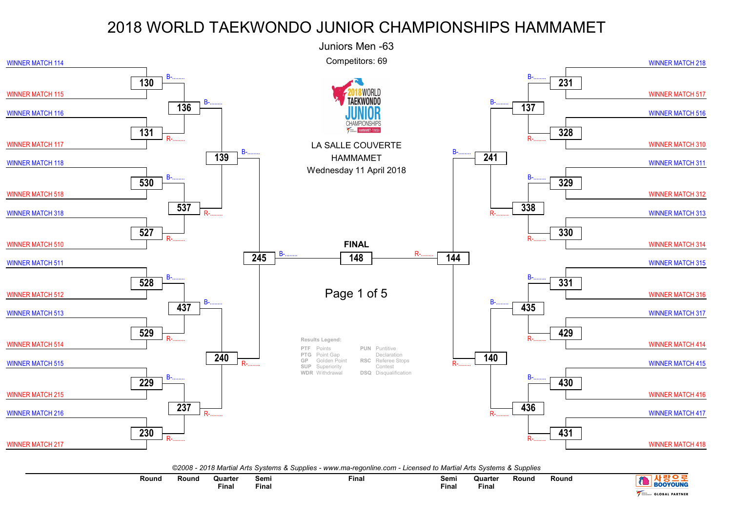# 2018 WORLD TAEKWONDO JUNIOR CHAMPIONSHIPS HAMMAMET

## Juniors Men -63

Competitors: 69

LA SALLE COUVERTE
HAMMAMET
Wednesday 11 April 2018

### Left side

| Round | Round | Quarter Final | Semi Final |
|---|---|---|---|
| WINNER MATCH 114 / WINNER MATCH 115 → 130 (B-........) | 136 (B-........) | 139 (B-........) | 245 (B-........) |
| WINNER MATCH 116 / WINNER MATCH 117 → 131 (R-........) | | | |
| WINNER MATCH 118 / WINNER MATCH 518 → 530 (B-........) | 537 (R-........) | | |
| WINNER MATCH 318 / WINNER MATCH 510 → 527 (R-........) | | | |
| WINNER MATCH 511 / WINNER MATCH 512 → 528 (B-........) | 437 (B-........) | 240 (R-........) | |
| WINNER MATCH 513 / WINNER MATCH 514 → 529 (R-........) | | | |
| WINNER MATCH 515 / WINNER MATCH 215 → 229 (B-........) | 237 (R-........) | | |
| WINNER MATCH 216 / WINNER MATCH 217 → 230 (R-........) | | | |

### FINAL

**148**

245 (B-........) vs 144 (R-........)

### Right side

| Semi Final | Quarter Final | Round | Round |
|---|---|---|---|
| 144 (R-........) | 241 (B-........) | 137 (B-........) | 231 (B-........) ← WINNER MATCH 218 / WINNER MATCH 517 |
| | | | 328 (R-........) ← WINNER MATCH 516 / WINNER MATCH 310 |
| | | 338 (R-........) | 329 (B-........) ← WINNER MATCH 311 / WINNER MATCH 312 |
| | | | 330 (R-........) ← WINNER MATCH 313 / WINNER MATCH 314 |
| | 140 (R-........) | 435 (B-........) | 331 (B-........) ← WINNER MATCH 315 / WINNER MATCH 316 |
| | | | 429 (R-........) ← WINNER MATCH 317 / WINNER MATCH 414 |
| | | 436 (R-........) | 430 (B-........) ← WINNER MATCH 415 / WINNER MATCH 416 |
| | | | 431 (R-........) ← WINNER MATCH 417 / WINNER MATCH 418 |

Page 1 of 5

**Results Legend:**

| | | | |
|---|---|---|---|
| PTF | Points | PUN | Puntitive Declaration |
| PTG | Point Gap | RSC | Referee Stops Contest |
| GP | Golden Point | DSQ | Disqualification |
| SUP | Superiority | | |
| WDR | Withdrawal | | |

*©2008 - 2018 Martial Arts Systems & Supplies - www.ma-regonline.com - Licensed to Martial Arts Systems & Supplies*

Round | Round | Quarter Final | Semi Final | Final | Semi Final | Quarter Final | Round | Round

사랑으로 BOOYOUNG — GLOBAL PARTNER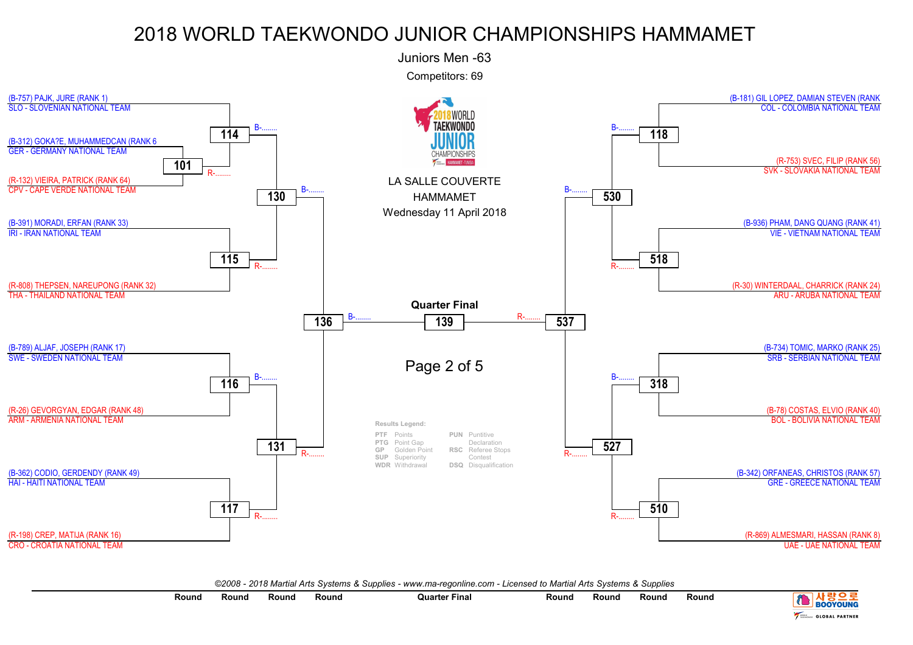# 2018 WORLD TAEKWONDO JUNIOR CHAMPIONSHIPS HAMMAMET

## Juniors Men -63

Competitors: 69

LA SALLE COUVERTE
HAMMAMET
Wednesday 11 April 2018

### Left side

- (B-757) PAJK, JURE (RANK 1) — SLO - SLOVENIAN NATIONAL TEAM
- Match 101:
  - (B-312) GOKA?E, MUHAMMEDCAN (RANK 6 — GER - GERMANY NATIONAL TEAM
  - (R-132) VIEIRA, PATRICK (RANK 64) — CPV - CAPE VERDE NATIONAL TEAM
- Match 114: B-........ / R-........
- Match 115:
  - (B-391) MORADI, ERFAN (RANK 33) — IRI - IRAN NATIONAL TEAM
  - (R-808) THEPSEN, NAREUPONG (RANK 32) — THA - THAILAND NATIONAL TEAM
- Match 130: B-........ / R-........
- Match 116:
  - (B-789) ALJAF, JOSEPH (RANK 17) — SWE - SWEDEN NATIONAL TEAM
  - (R-26) GEVORGYAN, EDGAR (RANK 48) — ARM - ARMENIA NATIONAL TEAM
- Match 117:
  - (B-362) CODIO, GERDENDY (RANK 49) — HAI - HAITI NATIONAL TEAM
  - (R-198) CREP, MATIJA (RANK 16) — CRO - CROATIA NATIONAL TEAM
- Match 131: B-........ / R-........
- Match 136: B-........ / R-........

### Quarter Final

- Match 139: B-........ / R-........

### Right side

- Match 118:
  - (B-181) GIL LOPEZ, DAMIAN STEVEN (RANK — COL - COLOMBIA NATIONAL TEAM
  - (R-753) SVEC, FILIP (RANK 56) — SVK - SLOVAKIA NATIONAL TEAM
- Match 518:
  - (B-936) PHAM, DANG QUANG (RANK 41) — VIE - VIETNAM NATIONAL TEAM
  - (R-30) WINTERDAAL, CHARRICK (RANK 24) — ARU - ARUBA NATIONAL TEAM
- Match 530: B-........ / R-........
- Match 318:
  - (B-734) TOMIC, MARKO (RANK 25) — SRB - SERBIAN NATIONAL TEAM
  - (B-78) COSTAS, ELVIO (RANK 40) — BOL - BOLIVIA NATIONAL TEAM
- Match 510:
  - (B-342) ORFANEAS, CHRISTOS (RANK 57) — GRE - GREECE NATIONAL TEAM
  - (R-869) ALMESMARI, HASSAN (RANK 8) — UAE - UAE NATIONAL TEAM
- Match 527: B-........ / R-........
- Match 537: B-........ / R-........

### Results Legend:

| Code | Meaning | Code | Meaning |
|---|---|---|---|
| PTF | Points | PUN | Puntitive Declaration |
| PTG | Point Gap | RSC | Referee Stops Contest |
| GP | Golden Point | DSQ | Disqualification |
| SUP | Superiority | | |
| WDR | Withdrawal | | |

*©2008 - 2018 Martial Arts Systems & Supplies - www.ma-regonline.com - Licensed to Martial Arts Systems & Supplies*

Round | Round | Round | Round | Quarter Final | Round | Round | Round | Round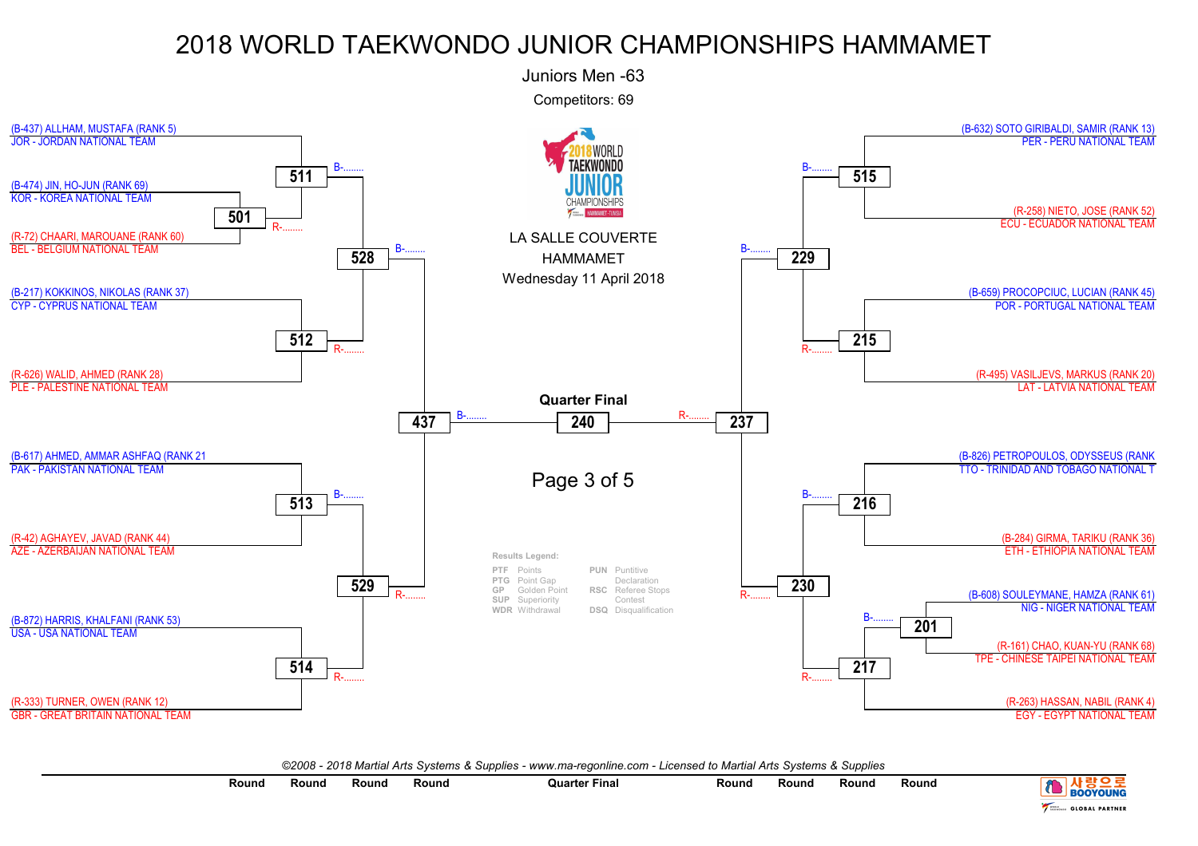# 2018 WORLD TAEKWONDO JUNIOR CHAMPIONSHIPS HAMMAMET

Juniors Men -63

Competitors: 69

LA SALLE COUVERTE

HAMMAMET

Wednesday 11 April 2018

(B-437) ALLHAM, MUSTAFA (RANK 5)
JOR - JORDAN NATIONAL TEAM

(B-474) JIN, HO-JUN (RANK 69)
KOR - KOREA NATIONAL TEAM

(R-72) CHAARI, MAROUANE (RANK 60)
BEL - BELGIUM NATIONAL TEAM

(B-217) KOKKINOS, NIKOLAS (RANK 37)
CYP - CYPRUS NATIONAL TEAM

(R-626) WALID, AHMED (RANK 28)
PLE - PALESTINE NATIONAL TEAM

(B-617) AHMED, AMMAR ASHFAQ (RANK 21
PAK - PAKISTAN NATIONAL TEAM

(R-42) AGHAYEV, JAVAD (RANK 44)
AZE - AZERBAIJAN NATIONAL TEAM

(B-872) HARRIS, KHALFANI (RANK 53)
USA - USA NATIONAL TEAM

(R-333) TURNER, OWEN (RANK 12)
GBR - GREAT BRITAIN NATIONAL TEAM

(B-632) SOTO GIRIBALDI, SAMIR (RANK 13)
PER - PERU NATIONAL TEAM

(R-258) NIETO, JOSE (RANK 52)
ECU - ECUADOR NATIONAL TEAM

(B-659) PROCOPCIUC, LUCIAN (RANK 45)
POR - PORTUGAL NATIONAL TEAM

(R-495) VASILJEVS, MARKUS (RANK 20)
LAT - LATVIA NATIONAL TEAM

(B-826) PETROPOULOS, ODYSSEUS (RANK
TTO - TRINIDAD AND TOBAGO NATIONAL T

(B-284) GIRMA, TARIKU (RANK 36)
ETH - ETHIOPIA NATIONAL TEAM

(B-608) SOULEYMANE, HAMZA (RANK 61)
NIG - NIGER NATIONAL TEAM

(R-161) CHAO, KUAN-YU (RANK 68)
TPE - CHINESE TAIPEI NATIONAL TEAM

(R-263) HASSAN, NABIL (RANK 4)
EGY - EGYPT NATIONAL TEAM

Matches: 501 (R-........), 511 (B-........), 512 (R-........), 513 (B-........), 514 (R-........), 528 (B-........), 529 (R-........), 437 (B-........), 515 (B-........), 215 (R-........), 216 (B-........), 201 (B-........), 217 (R-........), 229 (B-........), 230 (R-........), 237 (R-........)

**Quarter Final**

240

**Results Legend:**

| | | | |
|---|---|---|---|
| PTF | Points | PUN | Puntitive Declaration |
| PTG | Point Gap | RSC | Referee Stops Contest |
| GP | Golden Point | DSQ | Disqualification |
| SUP | Superiority | | |
| WDR | Withdrawal | | |

*©2008 - 2018 Martial Arts Systems & Supplies - www.ma-regonline.com - Licensed to Martial Arts Systems & Supplies*

Round | Round | Round | Round | Quarter Final | Round | Round | Round | Round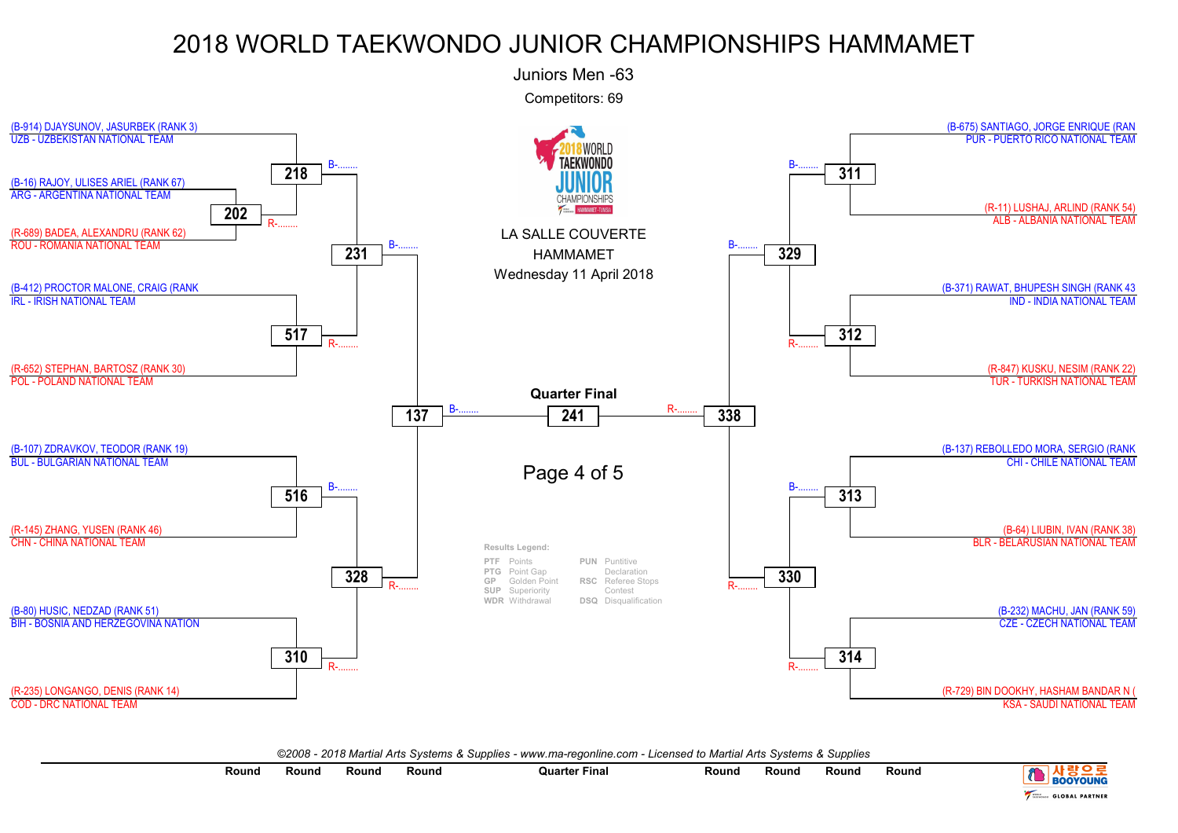# 2018 WORLD TAEKWONDO JUNIOR CHAMPIONSHIPS HAMMAMET

Juniors Men -63

Competitors: 69

LA SALLE COUVERTE
HAMMAMET
Wednesday 11 April 2018

## Left side of bracket

- (B-914) DJAYSUNOV, JASURBEK (RANK 3) — UZB - UZBEKISTAN NATIONAL TEAM
- (B-16) RAJOY, ULISES ARIEL (RANK 67) — ARG - ARGENTINA NATIONAL TEAM
- (R-689) BADEA, ALEXANDRU (RANK 62) — ROU - ROMANIA NATIONAL TEAM
- (B-412) PROCTOR MALONE, CRAIG (RANK — IRL - IRISH NATIONAL TEAM
- (R-652) STEPHAN, BARTOSZ (RANK 30) — POL - POLAND NATIONAL TEAM
- (B-107) ZDRAVKOV, TEODOR (RANK 19) — BUL - BULGARIAN NATIONAL TEAM
- (R-145) ZHANG, YUSEN (RANK 46) — CHN - CHINA NATIONAL TEAM
- (B-80) HUSIC, NEDZAD (RANK 51) — BIH - BOSNIA AND HERZEGOVINA NATION
- (R-235) LONGANGO, DENIS (RANK 14) — COD - DRC NATIONAL TEAM

Matches: 202 (RAJOY vs BADEA, R-........); 218 (DJAYSUNOV vs winner 202, B-........); 517 (PROCTOR MALONE vs STEPHAN, R-........); 231 (winner 218 vs winner 517, B-........); 516 (ZDRAVKOV vs ZHANG, B-........); 310 (HUSIC vs LONGANGO, R-........); 328 (winner 516 vs winner 310, R-........); 137 (winner 231 vs winner 328, B-........)

## Right side of bracket

- (B-675) SANTIAGO, JORGE ENRIQUE (RAN — PUR - PUERTO RICO NATIONAL TEAM
- (R-11) LUSHAJ, ARLIND (RANK 54) — ALB - ALBANIA NATIONAL TEAM
- (B-371) RAWAT, BHUPESH SINGH (RANK 43 — IND - INDIA NATIONAL TEAM
- (R-847) KUSKU, NESIM (RANK 22) — TUR - TURKISH NATIONAL TEAM
- (B-137) REBOLLEDO MORA, SERGIO (RANK — CHI - CHILE NATIONAL TEAM
- (B-64) LIUBIN, IVAN (RANK 38) — BLR - BELARUSIAN NATIONAL TEAM
- (B-232) MACHU, JAN (RANK 59) — CZE - CZECH NATIONAL TEAM
- (R-729) BIN DOOKHY, HASHAM BANDAR N ( — KSA - SAUDI NATIONAL TEAM

Matches: 311 (SANTIAGO vs LUSHAJ, B-........); 312 (RAWAT vs KUSKU, R-........); 329 (winner 311 vs winner 312, B-........); 313 (REBOLLEDO MORA vs LIUBIN, B-........); 314 (MACHU vs BIN DOOKHY, R-........); 330 (winner 313 vs winner 314, R-........); 338 (winner 329 vs winner 330, R-........)

## Quarter Final

241: 137 (B-........) vs 338 (R-........)

**Results Legend:**

| | | | |
|---|---|---|---|
| PTF | Points | PUN | Puntitive Declaration |
| PTG | Point Gap | RSC | Referee Stops Contest |
| GP | Golden Point | DSQ | Disqualification |
| SUP | Superiority | | |
| WDR | Withdrawal | | |

*©2008 - 2018 Martial Arts Systems & Supplies - www.ma-regonline.com - Licensed to Martial Arts Systems & Supplies*

Round | Round | Round | Round | Quarter Final | Round | Round | Round | Round

사랑으로 BOOYOUNG — GLOBAL PARTNER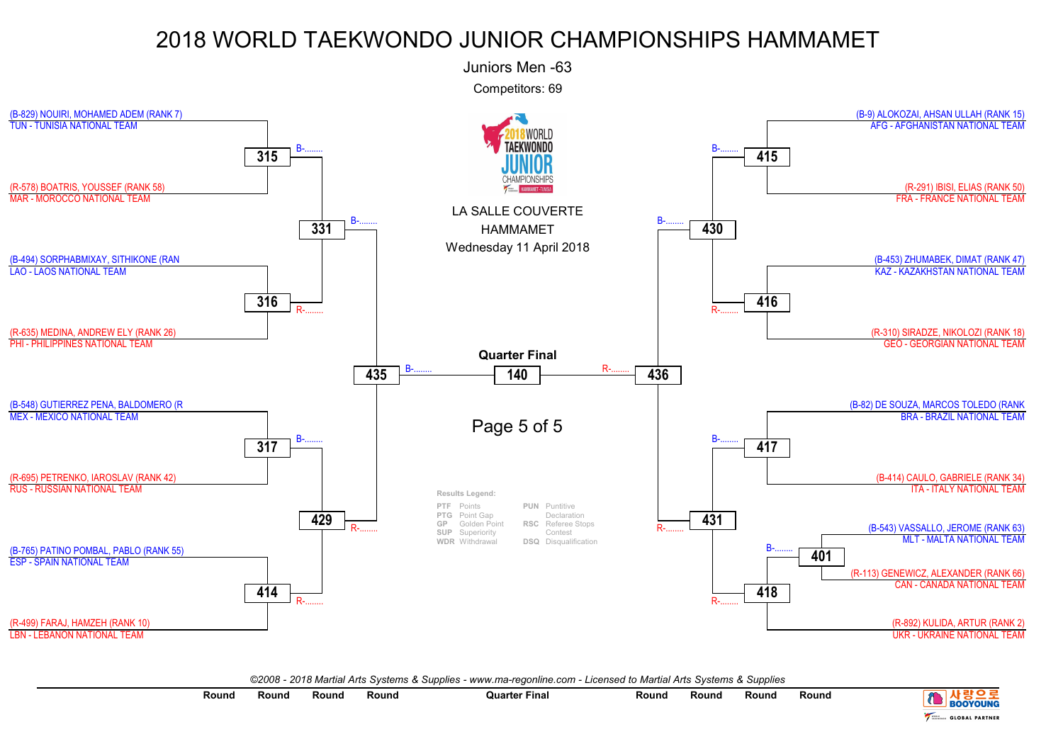# 2018 WORLD TAEKWONDO JUNIOR CHAMPIONSHIPS HAMMAMET

Juniors Men -63

Competitors: 69

LA SALLE COUVERTE
HAMMAMET
Wednesday 11 April 2018

(B-829) NOUIRI, MOHAMED ADEM (RANK 7)
TUN - TUNISIA NATIONAL TEAM

315 B-........

(R-578) BOATRIS, YOUSSEF (RANK 58)
MAR - MOROCCO NATIONAL TEAM

331 B-........

(B-494) SORPHABMIXAY, SITHIKONE (RAN
LAO - LAOS NATIONAL TEAM

316 R-........

(R-635) MEDINA, ANDREW ELY (RANK 26)
PHI - PHILIPPINES NATIONAL TEAM

435 B-........

(B-548) GUTIERREZ PENA, BALDOMERO (R
MEX - MEXICO NATIONAL TEAM

317 B-........

(R-695) PETRENKO, IAROSLAV (RANK 42)
RUS - RUSSIAN NATIONAL TEAM

429 R-........

(B-765) PATINO POMBAL, PABLO (RANK 55)
ESP - SPAIN NATIONAL TEAM

414 R-........

(R-499) FARAJ, HAMZEH (RANK 10)
LBN - LEBANON NATIONAL TEAM

**Quarter Final**

140

(B-9) ALOKOZAI, AHSAN ULLAH (RANK 15)
AFG - AFGHANISTAN NATIONAL TEAM

B-........ 415

(R-291) IBISI, ELIAS (RANK 50)
FRA - FRANCE NATIONAL TEAM

B-........ 430

(B-453) ZHUMABEK, DIMAT (RANK 47)
KAZ - KAZAKHSTAN NATIONAL TEAM

R-........ 416

(R-310) SIRADZE, NIKOLOZI (RANK 18)
GEO - GEORGIAN NATIONAL TEAM

R-........ 436

(B-82) DE SOUZA, MARCOS TOLEDO (RANK
BRA - BRAZIL NATIONAL TEAM

B-........ 417

(B-414) CAULO, GABRIELE (RANK 34)
ITA - ITALY NATIONAL TEAM

R-........ 431

(B-543) VASSALLO, JEROME (RANK 63)
MLT - MALTA NATIONAL TEAM

B-........ 401

(R-113) GENEWICZ, ALEXANDER (RANK 66)
CAN - CANADA NATIONAL TEAM

R-........ 418

(R-892) KULIDA, ARTUR (RANK 2)
UKR - UKRAINE NATIONAL TEAM

**Results Legend:**

| | | | |
|---|---|---|---|
| PTF | Points | PUN | Puntitive Declaration |
| PTG | Point Gap | | |
| GP | Golden Point | RSC | Referee Stops Contest |
| SUP | Superiority | | |
| WDR | Withdrawal | DSQ | Disqualification |

*©2008 - 2018 Martial Arts Systems & Supplies - www.ma-regonline.com - Licensed to Martial Arts Systems & Supplies*

Round | Round | Round | Round | Quarter Final | Round | Round | Round | Round